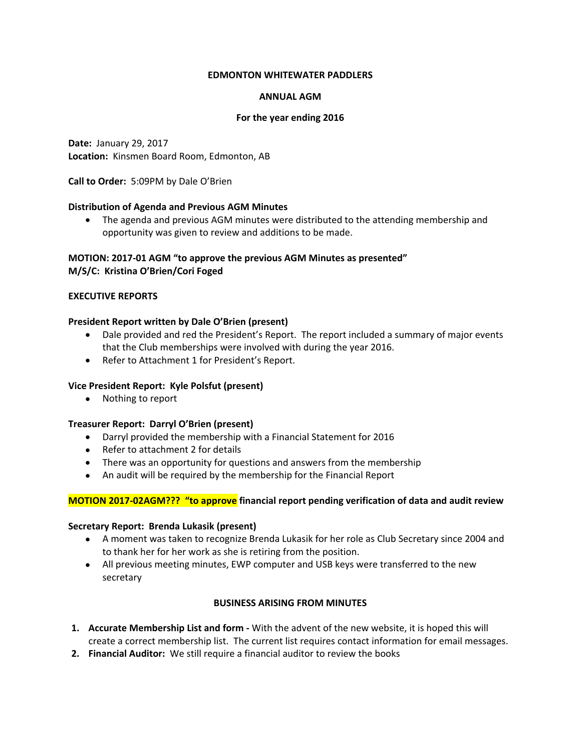**EDMONTON WHITEWATER PADDLERS**

**ANNUAL AGM**

**For the year ending 2016**

**Date:** January 29, 2017
**Location:** Kinsmen Board Room, Edmonton, AB

**Call to Order:** 5:09PM by Dale O'Brien

**Distribution of Agenda and Previous AGM Minutes**

- The agenda and previous AGM minutes were distributed to the attending membership and opportunity was given to review and additions to be made.

**MOTION: 2017-01 AGM "to approve the previous AGM Minutes as presented"**
**M/S/C: Kristina O'Brien/Cori Foged**

**EXECUTIVE REPORTS**

**President Report written by Dale O'Brien (present)**

- Dale provided and red the President's Report. The report included a summary of major events that the Club memberships were involved with during the year 2016.
- Refer to Attachment 1 for President's Report.

**Vice President Report: Kyle Polsfut (present)**

- Nothing to report

**Treasurer Report: Darryl O'Brien (present)**

- Darryl provided the membership with a Financial Statement for 2016
- Refer to attachment 2 for details
- There was an opportunity for questions and answers from the membership
- An audit will be required by the membership for the Financial Report

**MOTION 2017-02AGM??? "to approve financial report pending verification of data and audit review**

**Secretary Report: Brenda Lukasik (present)**

- A moment was taken to recognize Brenda Lukasik for her role as Club Secretary since 2004 and to thank her for her work as she is retiring from the position.
- All previous meeting minutes, EWP computer and USB keys were transferred to the new secretary

**BUSINESS ARISING FROM MINUTES**

1. **Accurate Membership List and form -** With the advent of the new website, it is hoped this will create a correct membership list. The current list requires contact information for email messages.
2. **Financial Auditor:** We still require a financial auditor to review the books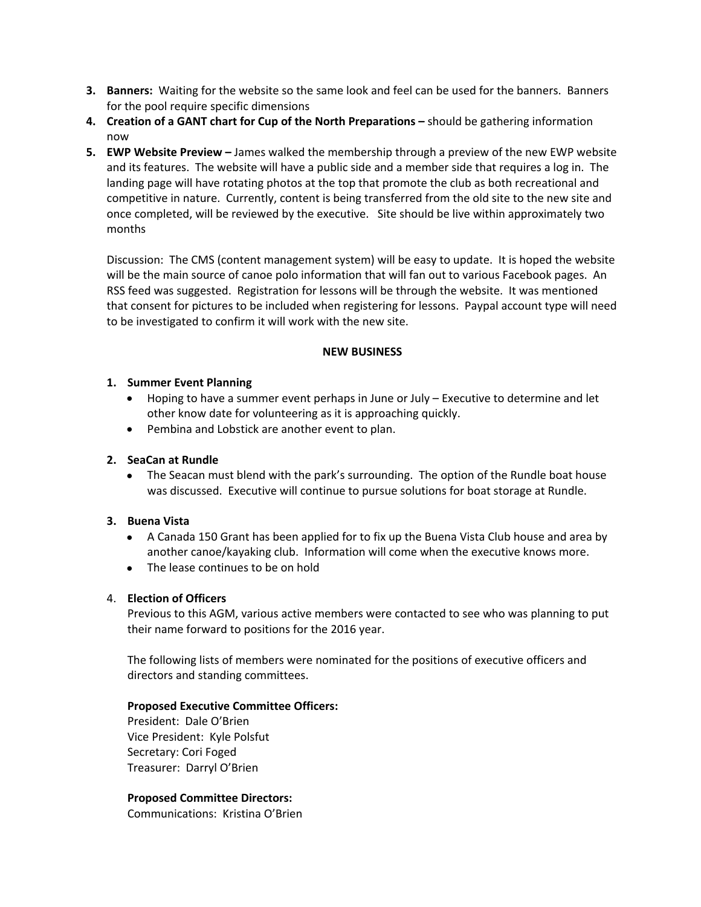3. **Banners:** Waiting for the website so the same look and feel can be used for the banners. Banners for the pool require specific dimensions
4. **Creation of a GANT chart for Cup of the North Preparations –** should be gathering information now
5. **EWP Website Preview –** James walked the membership through a preview of the new EWP website and its features. The website will have a public side and a member side that requires a log in. The landing page will have rotating photos at the top that promote the club as both recreational and competitive in nature. Currently, content is being transferred from the old site to the new site and once completed, will be reviewed by the executive. Site should be live within approximately two months

   Discussion: The CMS (content management system) will be easy to update. It is hoped the website will be the main source of canoe polo information that will fan out to various Facebook pages. An RSS feed was suggested. Registration for lessons will be through the website. It was mentioned that consent for pictures to be included when registering for lessons. Paypal account type will need to be investigated to confirm it will work with the new site.

**NEW BUSINESS**

1. **Summer Event Planning**
   - Hoping to have a summer event perhaps in June or July – Executive to determine and let other know date for volunteering as it is approaching quickly.
   - Pembina and Lobstick are another event to plan.

2. **SeaCan at Rundle**
   - The Seacan must blend with the park's surrounding. The option of the Rundle boat house was discussed. Executive will continue to pursue solutions for boat storage at Rundle.

3. **Buena Vista**
   - A Canada 150 Grant has been applied for to fix up the Buena Vista Club house and area by another canoe/kayaking club. Information will come when the executive knows more.
   - The lease continues to be on hold

4. **Election of Officers**

   Previous to this AGM, various active members were contacted to see who was planning to put their name forward to positions for the 2016 year.

   The following lists of members were nominated for the positions of executive officers and directors and standing committees.

   **Proposed Executive Committee Officers:**
   President: Dale O'Brien
   Vice President: Kyle Polsfut
   Secretary: Cori Foged
   Treasurer: Darryl O'Brien

   **Proposed Committee Directors:**
   Communications: Kristina O'Brien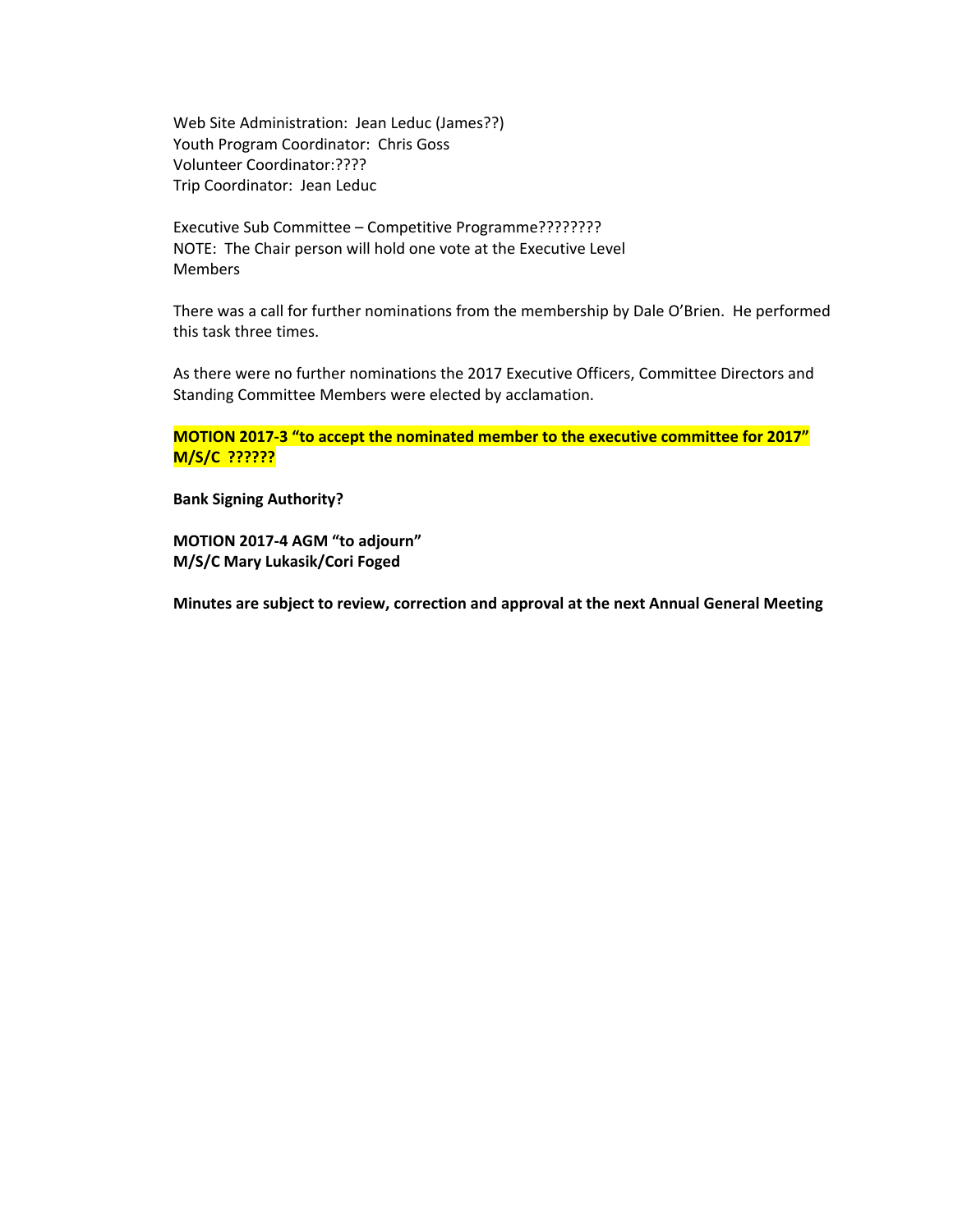Web Site Administration:  Jean Leduc (James??)
Youth Program Coordinator:  Chris Goss
Volunteer Coordinator:????
Trip Coordinator:  Jean Leduc

Executive Sub Committee – Competitive Programme????????
NOTE:  The Chair person will hold one vote at the Executive Level
Members

There was a call for further nominations from the membership by Dale O'Brien.  He performed this task three times.

As there were no further nominations the 2017 Executive Officers, Committee Directors and Standing Committee Members were elected by acclamation.

**MOTION 2017-3 "to accept the nominated member to the executive committee for 2017"**
**M/S/C  ??????**

**Bank Signing Authority?**

**MOTION 2017-4 AGM "to adjourn"**
**M/S/C Mary Lukasik/Cori Foged**

**Minutes are subject to review, correction and approval at the next Annual General Meeting**